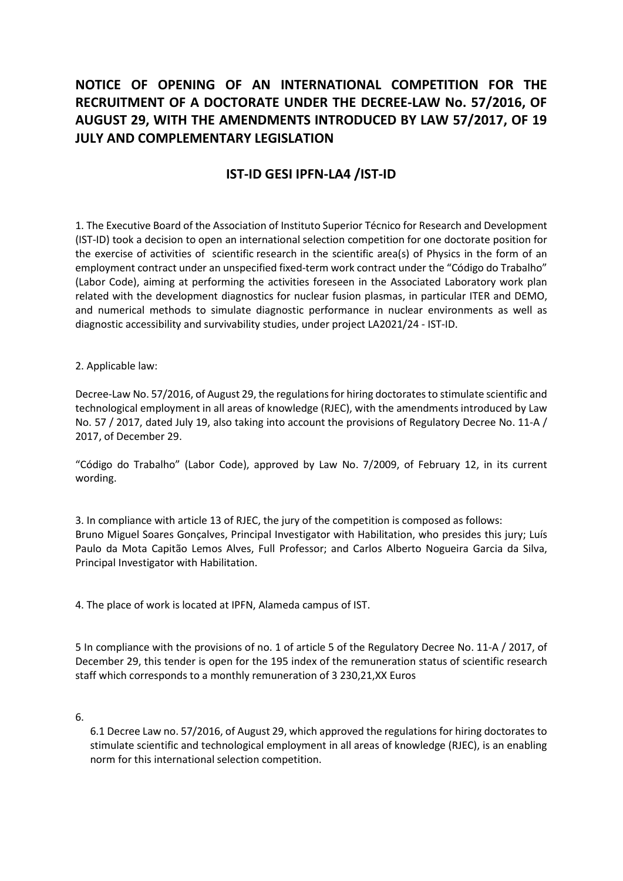# NOTICE OF OPENING OF AN INTERNATIONAL COMPETITION FOR THE RECRUITMENT OF A DOCTORATE UNDER THE DECREE-LAW No. 57/2016, OF AUGUST 29, WITH THE AMENDMENTS INTRODUCED BY LAW 57/2017, OF 19 JULY AND COMPLEMENTARY LEGISLATION

## IST-ID GESI IPFN-LA4 /IST-ID

1. The Executive Board of the Association of Instituto Superior Técnico for Research and Development (IST-ID) took a decision to open an international selection competition for one doctorate position for the exercise of activities of scientific research in the scientific area(s) of Physics in the form of an employment contract under an unspecified fixed-term work contract under the "Código do Trabalho" (Labor Code), aiming at performing the activities foreseen in the Associated Laboratory work plan related with the development diagnostics for nuclear fusion plasmas, in particular ITER and DEMO, and numerical methods to simulate diagnostic performance in nuclear environments as well as diagnostic accessibility and survivability studies, under project LA2021/24 - IST-ID.

2. Applicable law:

Decree-Law No. 57/2016, of August 29, the regulations for hiring doctorates to stimulate scientific and technological employment in all areas of knowledge (RJEC), with the amendments introduced by Law No. 57 / 2017, dated July 19, also taking into account the provisions of Regulatory Decree No. 11-A / 2017, of December 29.

"Código do Trabalho" (Labor Code), approved by Law No. 7/2009, of February 12, in its current wording.

3. In compliance with article 13 of RJEC, the jury of the competition is composed as follows: Bruno Miguel Soares Gonçalves, Principal Investigator with Habilitation, who presides this jury; Luís Paulo da Mota Capitão Lemos Alves, Full Professor; and Carlos Alberto Nogueira Garcia da Silva, Principal Investigator with Habilitation.

4. The place of work is located at IPFN, Alameda campus of IST.

5 In compliance with the provisions of no. 1 of article 5 of the Regulatory Decree No. 11-A / 2017, of December 29, this tender is open for the 195 index of the remuneration status of scientific research staff which corresponds to a monthly remuneration of 3 230,21,XX Euros

6.

6.1 Decree Law no. 57/2016, of August 29, which approved the regulations for hiring doctorates to stimulate scientific and technological employment in all areas of knowledge (RJEC), is an enabling norm for this international selection competition.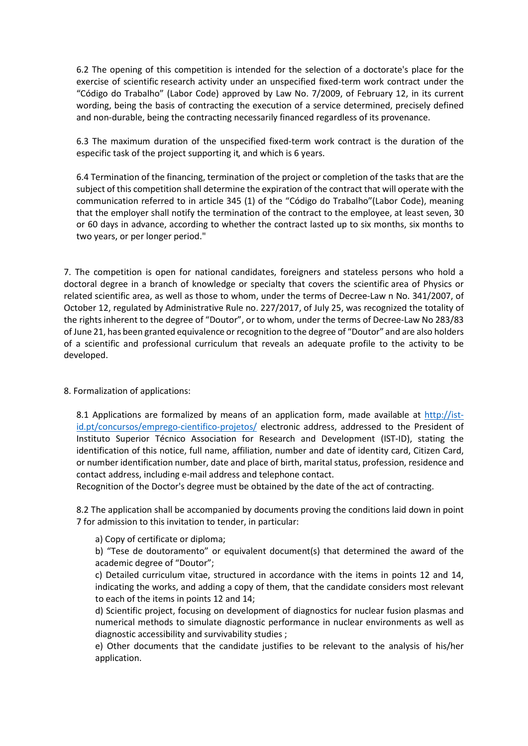6.2 The opening of this competition is intended for the selection of a doctorate's place for the exercise of scientific research activity under an unspecified fixed-term work contract under the "Código do Trabalho" (Labor Code) approved by Law No. 7/2009, of February 12, in its current wording, being the basis of contracting the execution of a service determined, precisely defined and non-durable, being the contracting necessarily financed regardless of its provenance.

6.3 The maximum duration of the unspecified fixed-term work contract is the duration of the especific task of the project supporting it, and which is 6 years.

6.4 Termination of the financing, termination of the project or completion of the tasks that are the subject of this competition shall determine the expiration of the contract that will operate with the communication referred to in article 345 (1) of the "Código do Trabalho"(Labor Code), meaning that the employer shall notify the termination of the contract to the employee, at least seven, 30 or 60 days in advance, according to whether the contract lasted up to six months, six months to two years, or per longer period."

7. The competition is open for national candidates, foreigners and stateless persons who hold a doctoral degree in a branch of knowledge or specialty that covers the scientific area of Physics or related scientific area, as well as those to whom, under the terms of Decree-Law n No. 341/2007, of October 12, regulated by Administrative Rule no. 227/2017, of July 25, was recognized the totality of the rights inherent to the degree of "Doutor", or to whom, under the terms of Decree-Law No 283/83 of June 21, has been granted equivalence or recognition to the degree of "Doutor" and are also holders of a scientific and professional curriculum that reveals an adequate profile to the activity to be developed.

8. Formalization of applications:

8.1 Applications are formalized by means of an application form, made available at http://ist-id.pt/concursos/emprego-cientifico-projetos/ electronic address, addressed to the President of Instituto Superior Técnico Association for Research and Development (IST-ID), stating the identification of this notice, full name, affiliation, number and date of identity card, Citizen Card, or number identification number, date and place of birth, marital status, profession, residence and contact address, including e-mail address and telephone contact.
Recognition of the Doctor's degree must be obtained by the date of the act of contracting.

8.2 The application shall be accompanied by documents proving the conditions laid down in point 7 for admission to this invitation to tender, in particular:

a) Copy of certificate or diploma;

b) "Tese de doutoramento" or equivalent document(s) that determined the award of the academic degree of "Doutor";

c) Detailed curriculum vitae, structured in accordance with the items in points 12 and 14, indicating the works, and adding a copy of them, that the candidate considers most relevant to each of the items in points 12 and 14;

d) Scientific project, focusing on development of diagnostics for nuclear fusion plasmas and numerical methods to simulate diagnostic performance in nuclear environments as well as diagnostic accessibility and survivability studies ;

e) Other documents that the candidate justifies to be relevant to the analysis of his/her application.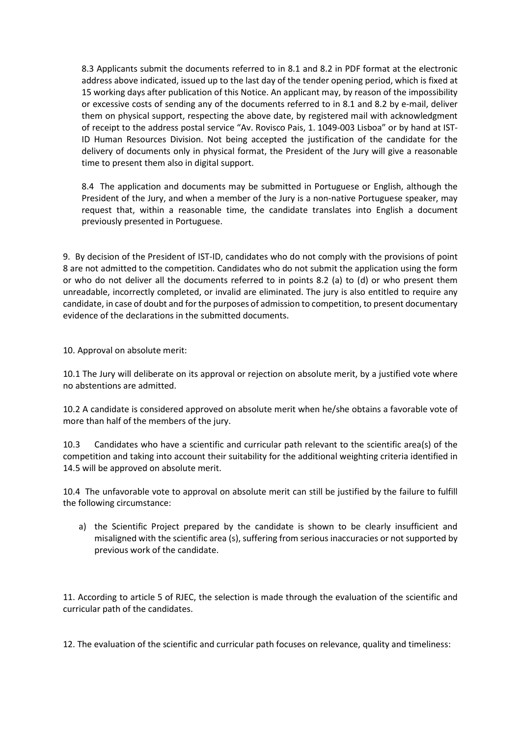8.3 Applicants submit the documents referred to in 8.1 and 8.2 in PDF format at the electronic address above indicated, issued up to the last day of the tender opening period, which is fixed at 15 working days after publication of this Notice. An applicant may, by reason of the impossibility or excessive costs of sending any of the documents referred to in 8.1 and 8.2 by e-mail, deliver them on physical support, respecting the above date, by registered mail with acknowledgment of receipt to the address postal service "Av. Rovisco Pais, 1. 1049-003 Lisboa" or by hand at IST-ID Human Resources Division. Not being accepted the justification of the candidate for the delivery of documents only in physical format, the President of the Jury will give a reasonable time to present them also in digital support.

8.4 The application and documents may be submitted in Portuguese or English, although the President of the Jury, and when a member of the Jury is a non-native Portuguese speaker, may request that, within a reasonable time, the candidate translates into English a document previously presented in Portuguese.

9. By decision of the President of IST-ID, candidates who do not comply with the provisions of point 8 are not admitted to the competition. Candidates who do not submit the application using the form or who do not deliver all the documents referred to in points 8.2 (a) to (d) or who present them unreadable, incorrectly completed, or invalid are eliminated. The jury is also entitled to require any candidate, in case of doubt and for the purposes of admission to competition, to present documentary evidence of the declarations in the submitted documents.

10. Approval on absolute merit:

10.1 The Jury will deliberate on its approval or rejection on absolute merit, by a justified vote where no abstentions are admitted.

10.2 A candidate is considered approved on absolute merit when he/she obtains a favorable vote of more than half of the members of the jury.

10.3 Candidates who have a scientific and curricular path relevant to the scientific area(s) of the competition and taking into account their suitability for the additional weighting criteria identified in 14.5 will be approved on absolute merit.

10.4 The unfavorable vote to approval on absolute merit can still be justified by the failure to fulfill the following circumstance:

a) the Scientific Project prepared by the candidate is shown to be clearly insufficient and misaligned with the scientific area (s), suffering from serious inaccuracies or not supported by previous work of the candidate.

11. According to article 5 of RJEC, the selection is made through the evaluation of the scientific and curricular path of the candidates.

12. The evaluation of the scientific and curricular path focuses on relevance, quality and timeliness: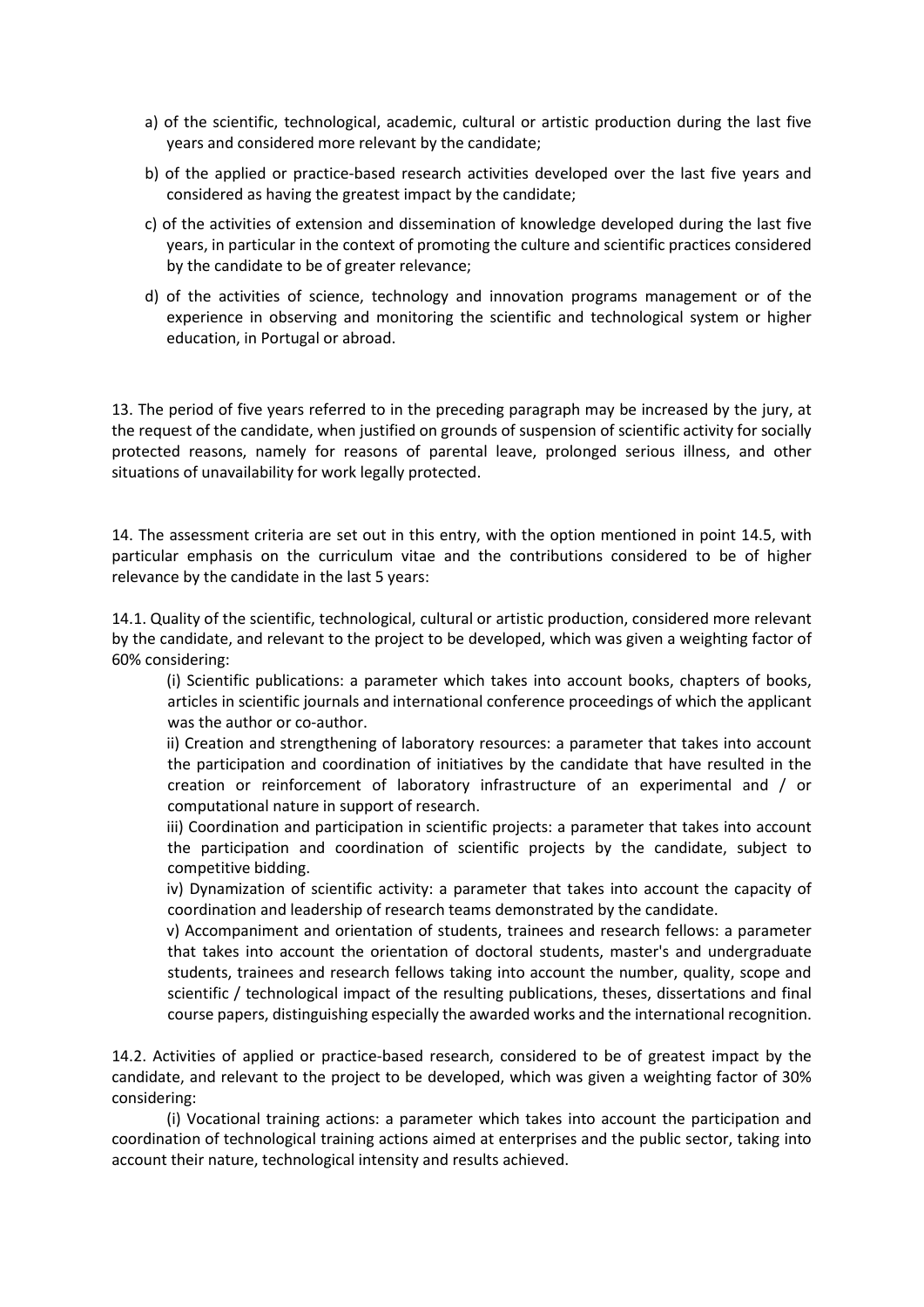a) of the scientific, technological, academic, cultural or artistic production during the last five years and considered more relevant by the candidate;

b) of the applied or practice-based research activities developed over the last five years and considered as having the greatest impact by the candidate;

c) of the activities of extension and dissemination of knowledge developed during the last five years, in particular in the context of promoting the culture and scientific practices considered by the candidate to be of greater relevance;

d) of the activities of science, technology and innovation programs management or of the experience in observing and monitoring the scientific and technological system or higher education, in Portugal or abroad.

13. The period of five years referred to in the preceding paragraph may be increased by the jury, at the request of the candidate, when justified on grounds of suspension of scientific activity for socially protected reasons, namely for reasons of parental leave, prolonged serious illness, and other situations of unavailability for work legally protected.

14. The assessment criteria are set out in this entry, with the option mentioned in point 14.5, with particular emphasis on the curriculum vitae and the contributions considered to be of higher relevance by the candidate in the last 5 years:

14.1. Quality of the scientific, technological, cultural or artistic production, considered more relevant by the candidate, and relevant to the project to be developed, which was given a weighting factor of 60% considering:

(i) Scientific publications: a parameter which takes into account books, chapters of books, articles in scientific journals and international conference proceedings of which the applicant was the author or co-author.

ii) Creation and strengthening of laboratory resources: a parameter that takes into account the participation and coordination of initiatives by the candidate that have resulted in the creation or reinforcement of laboratory infrastructure of an experimental and / or computational nature in support of research.

iii) Coordination and participation in scientific projects: a parameter that takes into account the participation and coordination of scientific projects by the candidate, subject to competitive bidding.

iv) Dynamization of scientific activity: a parameter that takes into account the capacity of coordination and leadership of research teams demonstrated by the candidate.

v) Accompaniment and orientation of students, trainees and research fellows: a parameter that takes into account the orientation of doctoral students, master's and undergraduate students, trainees and research fellows taking into account the number, quality, scope and scientific / technological impact of the resulting publications, theses, dissertations and final course papers, distinguishing especially the awarded works and the international recognition.

14.2. Activities of applied or practice-based research, considered to be of greatest impact by the candidate, and relevant to the project to be developed, which was given a weighting factor of 30% considering:

(i) Vocational training actions: a parameter which takes into account the participation and coordination of technological training actions aimed at enterprises and the public sector, taking into account their nature, technological intensity and results achieved.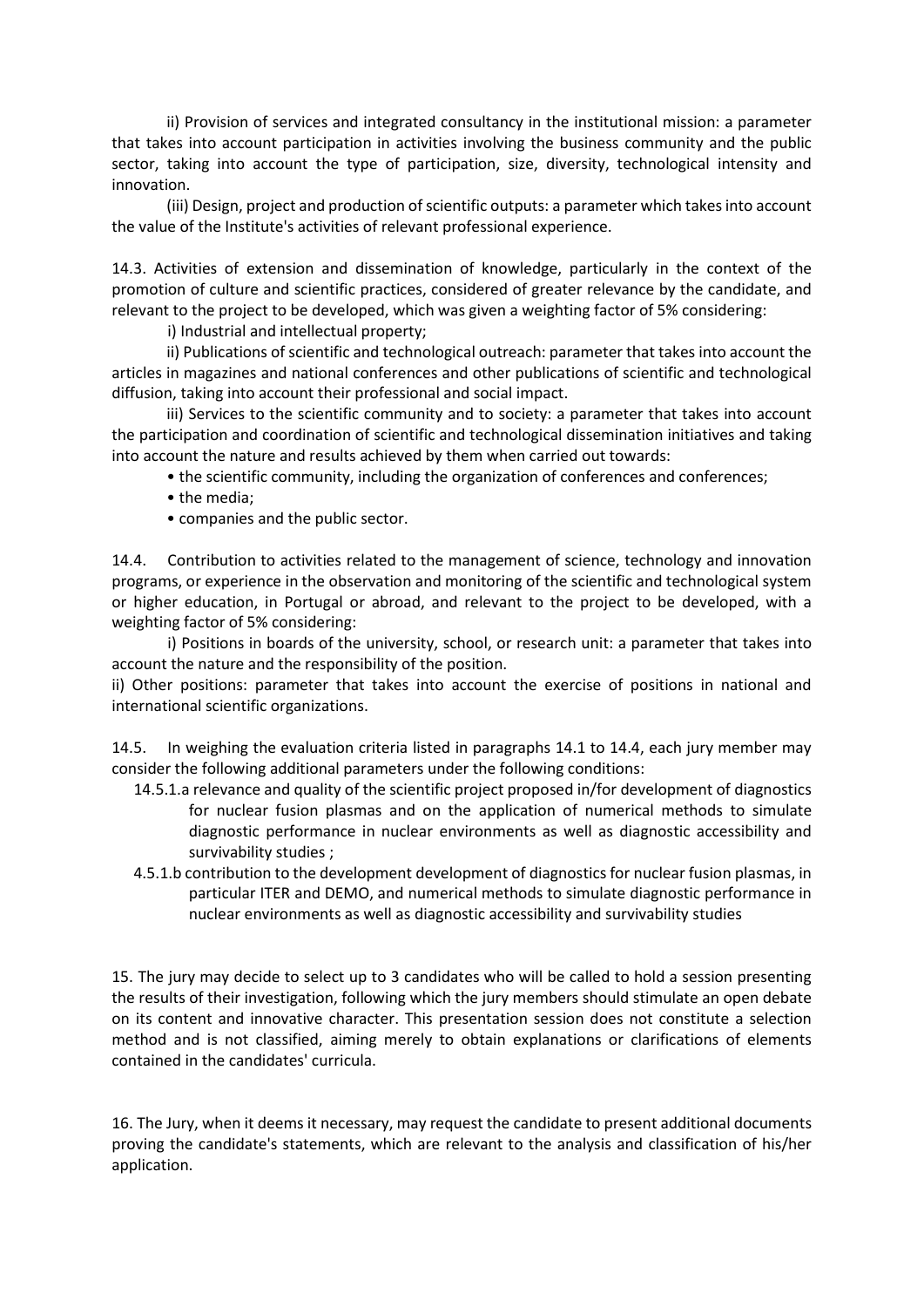ii) Provision of services and integrated consultancy in the institutional mission: a parameter that takes into account participation in activities involving the business community and the public sector, taking into account the type of participation, size, diversity, technological intensity and innovation.

(iii) Design, project and production of scientific outputs: a parameter which takes into account the value of the Institute's activities of relevant professional experience.

14.3. Activities of extension and dissemination of knowledge, particularly in the context of the promotion of culture and scientific practices, considered of greater relevance by the candidate, and relevant to the project to be developed, which was given a weighting factor of 5% considering:

i) Industrial and intellectual property;

ii) Publications of scientific and technological outreach: parameter that takes into account the articles in magazines and national conferences and other publications of scientific and technological diffusion, taking into account their professional and social impact.

iii) Services to the scientific community and to society: a parameter that takes into account the participation and coordination of scientific and technological dissemination initiatives and taking into account the nature and results achieved by them when carried out towards:

- the scientific community, including the organization of conferences and conferences;
- the media;
- companies and the public sector.

14.4. Contribution to activities related to the management of science, technology and innovation programs, or experience in the observation and monitoring of the scientific and technological system or higher education, in Portugal or abroad, and relevant to the project to be developed, with a weighting factor of 5% considering:

i) Positions in boards of the university, school, or research unit: a parameter that takes into account the nature and the responsibility of the position.

ii) Other positions: parameter that takes into account the exercise of positions in national and international scientific organizations.

14.5. In weighing the evaluation criteria listed in paragraphs 14.1 to 14.4, each jury member may consider the following additional parameters under the following conditions:

14.5.1.a relevance and quality of the scientific project proposed in/for development of diagnostics for nuclear fusion plasmas and on the application of numerical methods to simulate diagnostic performance in nuclear environments as well as diagnostic accessibility and survivability studies ;

4.5.1.b contribution to the development development of diagnostics for nuclear fusion plasmas, in particular ITER and DEMO, and numerical methods to simulate diagnostic performance in nuclear environments as well as diagnostic accessibility and survivability studies

15. The jury may decide to select up to 3 candidates who will be called to hold a session presenting the results of their investigation, following which the jury members should stimulate an open debate on its content and innovative character. This presentation session does not constitute a selection method and is not classified, aiming merely to obtain explanations or clarifications of elements contained in the candidates' curricula.

16. The Jury, when it deems it necessary, may request the candidate to present additional documents proving the candidate's statements, which are relevant to the analysis and classification of his/her application.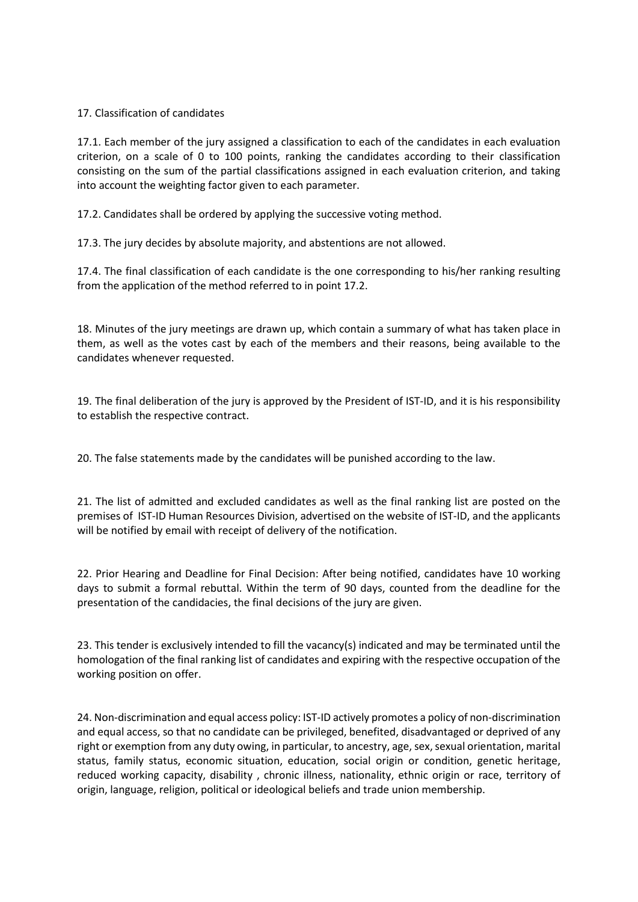17. Classification of candidates

17.1. Each member of the jury assigned a classification to each of the candidates in each evaluation criterion, on a scale of 0 to 100 points, ranking the candidates according to their classification consisting on the sum of the partial classifications assigned in each evaluation criterion, and taking into account the weighting factor given to each parameter.

17.2. Candidates shall be ordered by applying the successive voting method.

17.3. The jury decides by absolute majority, and abstentions are not allowed.

17.4. The final classification of each candidate is the one corresponding to his/her ranking resulting from the application of the method referred to in point 17.2.

18. Minutes of the jury meetings are drawn up, which contain a summary of what has taken place in them, as well as the votes cast by each of the members and their reasons, being available to the candidates whenever requested.

19. The final deliberation of the jury is approved by the President of IST-ID, and it is his responsibility to establish the respective contract.

20. The false statements made by the candidates will be punished according to the law.

21. The list of admitted and excluded candidates as well as the final ranking list are posted on the premises of IST-ID Human Resources Division, advertised on the website of IST-ID, and the applicants will be notified by email with receipt of delivery of the notification.

22. Prior Hearing and Deadline for Final Decision: After being notified, candidates have 10 working days to submit a formal rebuttal. Within the term of 90 days, counted from the deadline for the presentation of the candidacies, the final decisions of the jury are given.

23. This tender is exclusively intended to fill the vacancy(s) indicated and may be terminated until the homologation of the final ranking list of candidates and expiring with the respective occupation of the working position on offer.

24. Non-discrimination and equal access policy: IST-ID actively promotes a policy of non-discrimination and equal access, so that no candidate can be privileged, benefited, disadvantaged or deprived of any right or exemption from any duty owing, in particular, to ancestry, age, sex, sexual orientation, marital status, family status, economic situation, education, social origin or condition, genetic heritage, reduced working capacity, disability , chronic illness, nationality, ethnic origin or race, territory of origin, language, religion, political or ideological beliefs and trade union membership.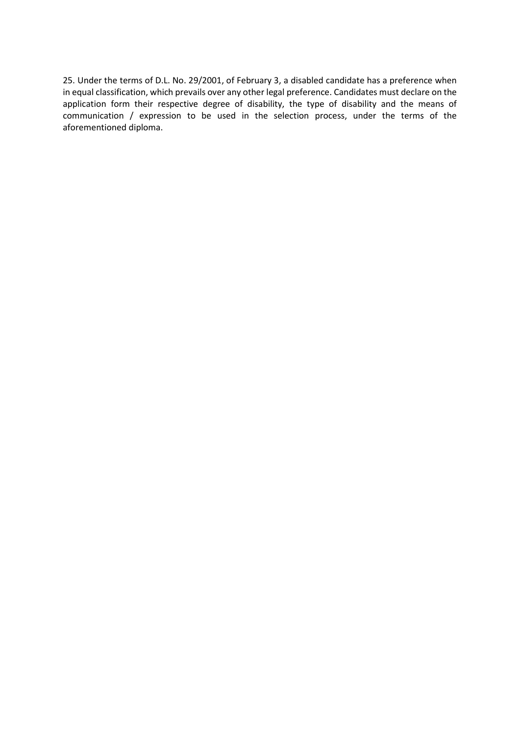25. Under the terms of D.L. No. 29/2001, of February 3, a disabled candidate has a preference when in equal classification, which prevails over any other legal preference. Candidates must declare on the application form their respective degree of disability, the type of disability and the means of communication / expression to be used in the selection process, under the terms of the aforementioned diploma.